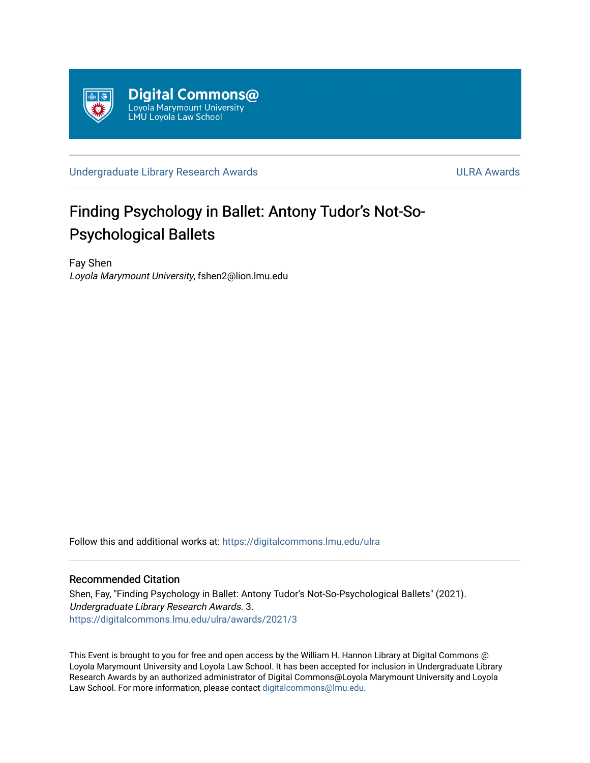Digital Commons@
Loyola Marymount University
LMU Loyola Law School

Undergraduate Library Research Awards | ULRA Awards

# Finding Psychology in Ballet: Antony Tudor's Not-So-Psychological Ballets

Fay Shen
*Loyola Marymount University*, fshen2@lion.lmu.edu

Follow this and additional works at: https://digitalcommons.lmu.edu/ulra

## Recommended Citation

Shen, Fay, "Finding Psychology in Ballet: Antony Tudor's Not-So-Psychological Ballets" (2021). *Undergraduate Library Research Awards.* 3.
https://digitalcommons.lmu.edu/ulra/awards/2021/3

This Event is brought to you for free and open access by the William H. Hannon Library at Digital Commons @ Loyola Marymount University and Loyola Law School. It has been accepted for inclusion in Undergraduate Library Research Awards by an authorized administrator of Digital Commons@Loyola Marymount University and Loyola Law School. For more information, please contact digitalcommons@lmu.edu.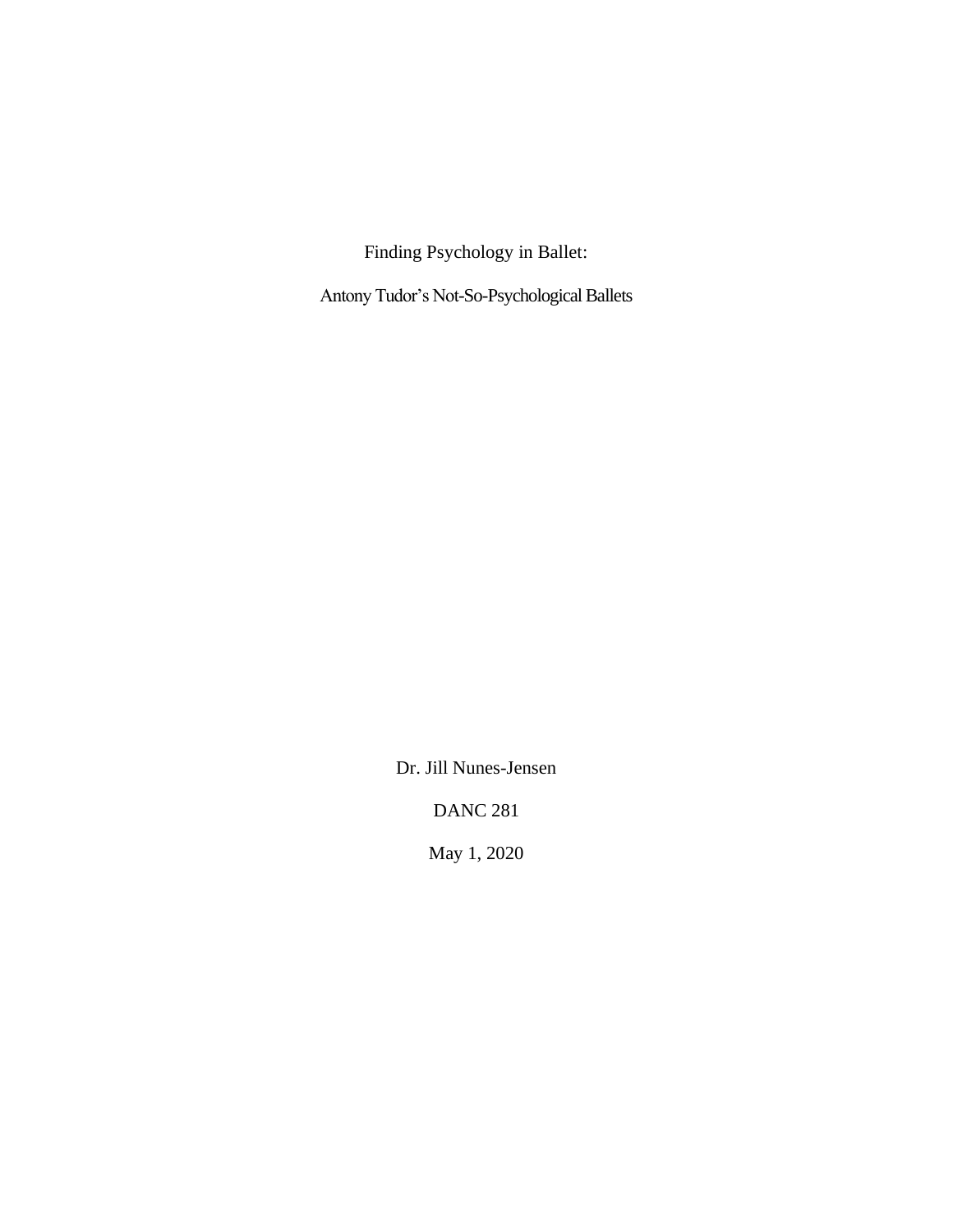# Finding Psychology in Ballet:

## Antony Tudor's Not-So-Psychological Ballets

Dr. Jill Nunes-Jensen

DANC 281

May 1, 2020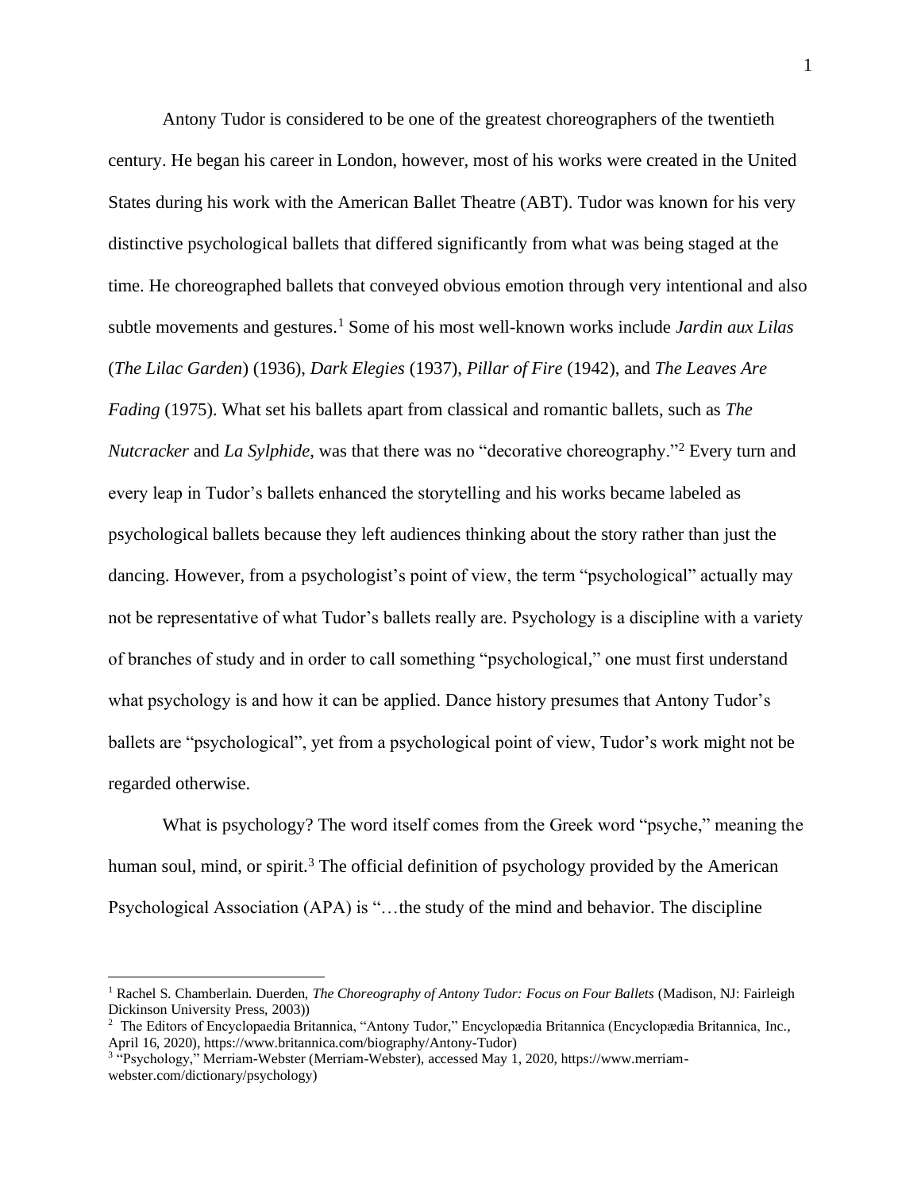Antony Tudor is considered to be one of the greatest choreographers of the twentieth century. He began his career in London, however, most of his works were created in the United States during his work with the American Ballet Theatre (ABT). Tudor was known for his very distinctive psychological ballets that differed significantly from what was being staged at the time. He choreographed ballets that conveyed obvious emotion through very intentional and also subtle movements and gestures.[1] Some of his most well-known works include *Jardin aux Lilas* (*The Lilac Garden*) (1936), *Dark Elegies* (1937), *Pillar of Fire* (1942), and *The Leaves Are Fading* (1975). What set his ballets apart from classical and romantic ballets, such as *The Nutcracker* and *La Sylphide*, was that there was no "decorative choreography."[2] Every turn and every leap in Tudor's ballets enhanced the storytelling and his works became labeled as psychological ballets because they left audiences thinking about the story rather than just the dancing. However, from a psychologist's point of view, the term "psychological" actually may not be representative of what Tudor's ballets really are. Psychology is a discipline with a variety of branches of study and in order to call something "psychological," one must first understand what psychology is and how it can be applied. Dance history presumes that Antony Tudor's ballets are "psychological", yet from a psychological point of view, Tudor's work might not be regarded otherwise.

What is psychology? The word itself comes from the Greek word "psyche," meaning the human soul, mind, or spirit.[3] The official definition of psychology provided by the American Psychological Association (APA) is "…the study of the mind and behavior. The discipline

---

[1] Rachel S. Chamberlain. Duerden, *The Choreography of Antony Tudor: Focus on Four Ballets* (Madison, NJ: Fairleigh Dickinson University Press, 2003))

[2] The Editors of Encyclopaedia Britannica, "Antony Tudor," Encyclopædia Britannica (Encyclopædia Britannica, Inc., April 16, 2020), https://www.britannica.com/biography/Antony-Tudor)

[3] "Psychology," Merriam-Webster (Merriam-Webster), accessed May 1, 2020, https://www.merriam-webster.com/dictionary/psychology)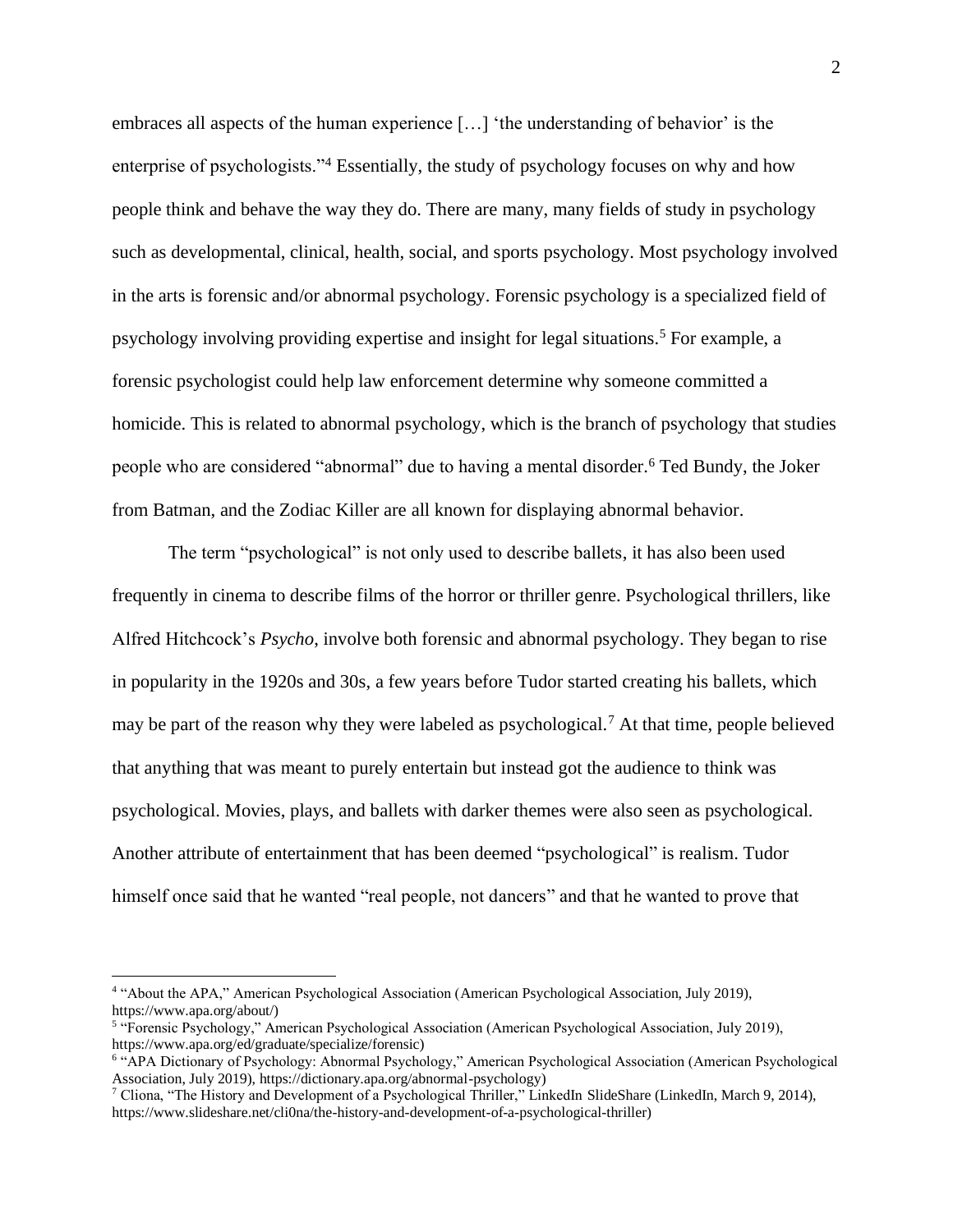embraces all aspects of the human experience […] 'the understanding of behavior' is the enterprise of psychologists."[4] Essentially, the study of psychology focuses on why and how people think and behave the way they do. There are many, many fields of study in psychology such as developmental, clinical, health, social, and sports psychology. Most psychology involved in the arts is forensic and/or abnormal psychology. Forensic psychology is a specialized field of psychology involving providing expertise and insight for legal situations.[5] For example, a forensic psychologist could help law enforcement determine why someone committed a homicide. This is related to abnormal psychology, which is the branch of psychology that studies people who are considered "abnormal" due to having a mental disorder.[6] Ted Bundy, the Joker from Batman, and the Zodiac Killer are all known for displaying abnormal behavior.

The term "psychological" is not only used to describe ballets, it has also been used frequently in cinema to describe films of the horror or thriller genre. Psychological thrillers, like Alfred Hitchcock's *Psycho*, involve both forensic and abnormal psychology. They began to rise in popularity in the 1920s and 30s, a few years before Tudor started creating his ballets, which may be part of the reason why they were labeled as psychological.[7] At that time, people believed that anything that was meant to purely entertain but instead got the audience to think was psychological. Movies, plays, and ballets with darker themes were also seen as psychological. Another attribute of entertainment that has been deemed "psychological" is realism. Tudor himself once said that he wanted "real people, not dancers" and that he wanted to prove that

---

[4] "About the APA," American Psychological Association (American Psychological Association, July 2019), https://www.apa.org/about/)

[5] "Forensic Psychology," American Psychological Association (American Psychological Association, July 2019), https://www.apa.org/ed/graduate/specialize/forensic)

[6] "APA Dictionary of Psychology: Abnormal Psychology," American Psychological Association (American Psychological Association, July 2019), https://dictionary.apa.org/abnormal-psychology)

[7] Cliona, "The History and Development of a Psychological Thriller," LinkedIn SlideShare (LinkedIn, March 9, 2014), https://www.slideshare.net/cli0na/the-history-and-development-of-a-psychological-thriller)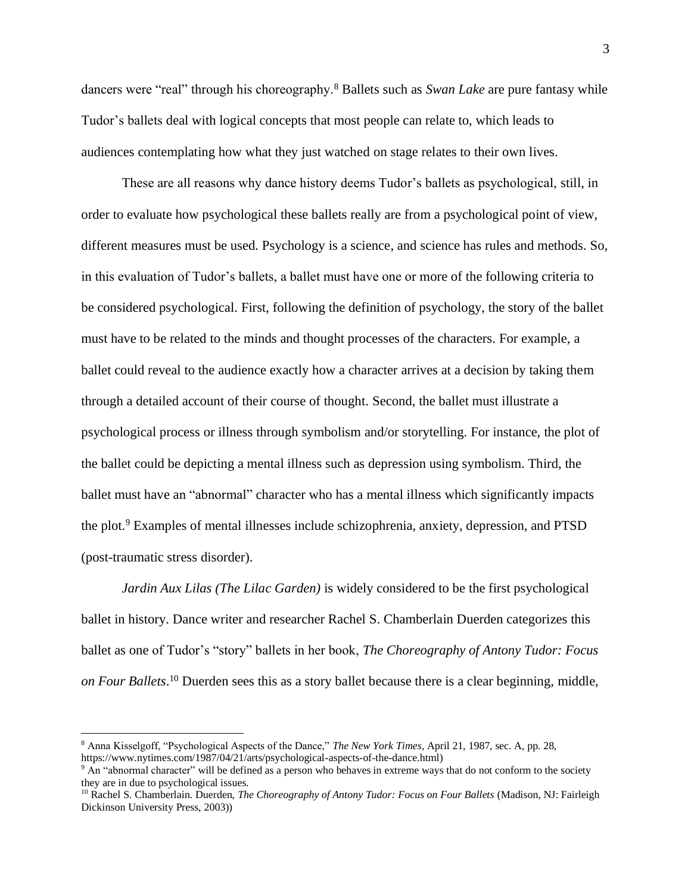dancers were "real" through his choreography.[8] Ballets such as *Swan Lake* are pure fantasy while Tudor's ballets deal with logical concepts that most people can relate to, which leads to audiences contemplating how what they just watched on stage relates to their own lives.

These are all reasons why dance history deems Tudor's ballets as psychological, still, in order to evaluate how psychological these ballets really are from a psychological point of view, different measures must be used. Psychology is a science, and science has rules and methods. So, in this evaluation of Tudor's ballets, a ballet must have one or more of the following criteria to be considered psychological. First, following the definition of psychology, the story of the ballet must have to be related to the minds and thought processes of the characters. For example, a ballet could reveal to the audience exactly how a character arrives at a decision by taking them through a detailed account of their course of thought. Second, the ballet must illustrate a psychological process or illness through symbolism and/or storytelling. For instance, the plot of the ballet could be depicting a mental illness such as depression using symbolism. Third, the ballet must have an "abnormal" character who has a mental illness which significantly impacts the plot.[9] Examples of mental illnesses include schizophrenia, anxiety, depression, and PTSD (post-traumatic stress disorder).

*Jardin Aux Lilas (The Lilac Garden)* is widely considered to be the first psychological ballet in history. Dance writer and researcher Rachel S. Chamberlain Duerden categorizes this ballet as one of Tudor's "story" ballets in her book, *The Choreography of Antony Tudor: Focus on Four Ballets*.[10] Duerden sees this as a story ballet because there is a clear beginning, middle,

---

[8] Anna Kisselgoff, "Psychological Aspects of the Dance," *The New York Times*, April 21, 1987, sec. A, pp. 28, https://www.nytimes.com/1987/04/21/arts/psychological-aspects-of-the-dance.html)

[9] An "abnormal character" will be defined as a person who behaves in extreme ways that do not conform to the society they are in due to psychological issues.

[10] Rachel S. Chamberlain. Duerden, *The Choreography of Antony Tudor: Focus on Four Ballets* (Madison, NJ: Fairleigh Dickinson University Press, 2003))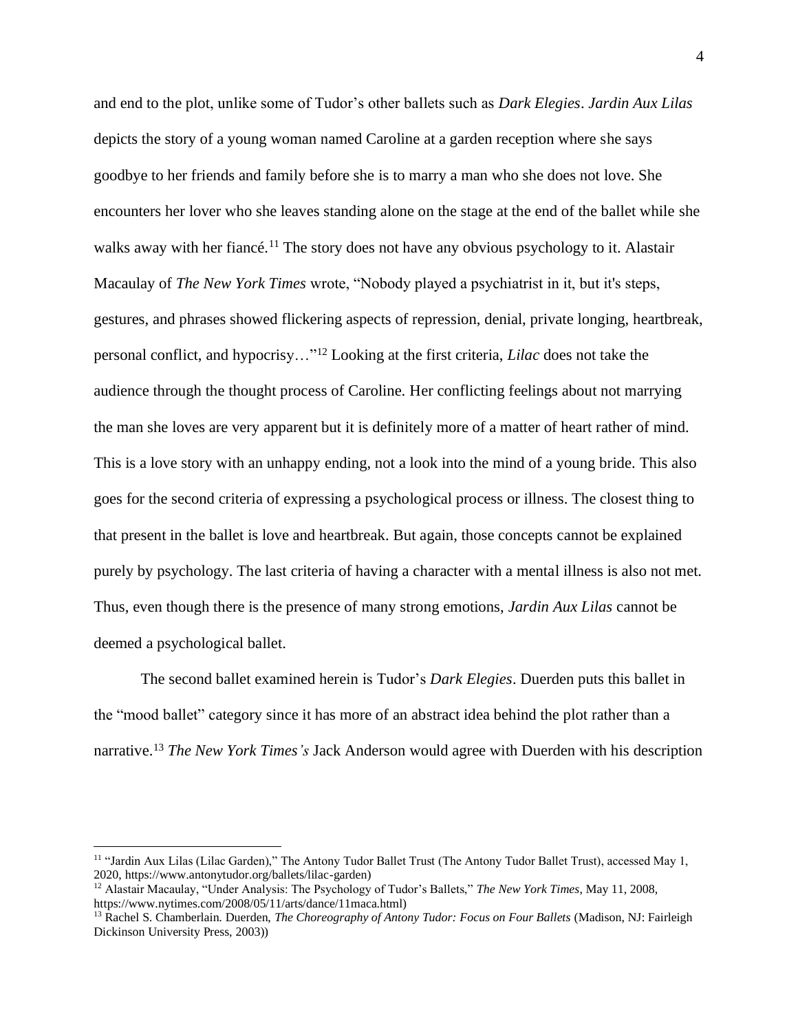and end to the plot, unlike some of Tudor's other ballets such as *Dark Elegies*. *Jardin Aux Lilas* depicts the story of a young woman named Caroline at a garden reception where she says goodbye to her friends and family before she is to marry a man who she does not love. She encounters her lover who she leaves standing alone on the stage at the end of the ballet while she walks away with her fiancé.[11] The story does not have any obvious psychology to it. Alastair Macaulay of *The New York Times* wrote, "Nobody played a psychiatrist in it, but it's steps, gestures, and phrases showed flickering aspects of repression, denial, private longing, heartbreak, personal conflict, and hypocrisy…"[12] Looking at the first criteria, *Lilac* does not take the audience through the thought process of Caroline. Her conflicting feelings about not marrying the man she loves are very apparent but it is definitely more of a matter of heart rather of mind. This is a love story with an unhappy ending, not a look into the mind of a young bride. This also goes for the second criteria of expressing a psychological process or illness. The closest thing to that present in the ballet is love and heartbreak. But again, those concepts cannot be explained purely by psychology. The last criteria of having a character with a mental illness is also not met. Thus, even though there is the presence of many strong emotions, *Jardin Aux Lilas* cannot be deemed a psychological ballet.

The second ballet examined herein is Tudor's *Dark Elegies*. Duerden puts this ballet in the "mood ballet" category since it has more of an abstract idea behind the plot rather than a narrative.[13] *The New York Times's* Jack Anderson would agree with Duerden with his description

---

[11] "Jardin Aux Lilas (Lilac Garden)," The Antony Tudor Ballet Trust (The Antony Tudor Ballet Trust), accessed May 1, 2020, https://www.antonytudor.org/ballets/lilac-garden)

[12] Alastair Macaulay, "Under Analysis: The Psychology of Tudor's Ballets," *The New York Times*, May 11, 2008, https://www.nytimes.com/2008/05/11/arts/dance/11maca.html)

[13] Rachel S. Chamberlain. Duerden, *The Choreography of Antony Tudor: Focus on Four Ballets* (Madison, NJ: Fairleigh Dickinson University Press, 2003))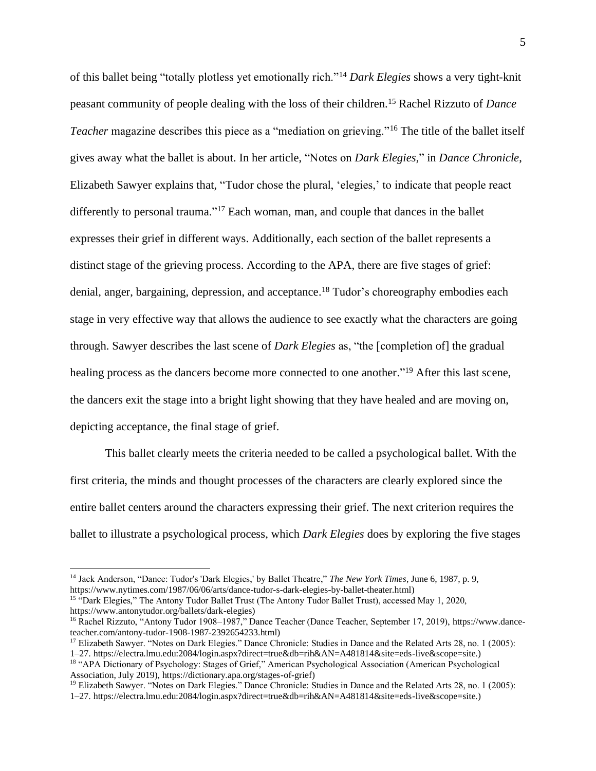of this ballet being "totally plotless yet emotionally rich."[14] *Dark Elegies* shows a very tight-knit peasant community of people dealing with the loss of their children.[15] Rachel Rizzuto of *Dance Teacher* magazine describes this piece as a "mediation on grieving."[16] The title of the ballet itself gives away what the ballet is about. In her article, "Notes on *Dark Elegies*," in *Dance Chronicle*, Elizabeth Sawyer explains that, "Tudor chose the plural, 'elegies,' to indicate that people react differently to personal trauma."[17] Each woman, man, and couple that dances in the ballet expresses their grief in different ways. Additionally, each section of the ballet represents a distinct stage of the grieving process. According to the APA, there are five stages of grief: denial, anger, bargaining, depression, and acceptance.[18] Tudor's choreography embodies each stage in very effective way that allows the audience to see exactly what the characters are going through. Sawyer describes the last scene of *Dark Elegies* as, "the [completion of] the gradual healing process as the dancers become more connected to one another."[19] After this last scene, the dancers exit the stage into a bright light showing that they have healed and are moving on, depicting acceptance, the final stage of grief.

This ballet clearly meets the criteria needed to be called a psychological ballet. With the first criteria, the minds and thought processes of the characters are clearly explored since the entire ballet centers around the characters expressing their grief. The next criterion requires the ballet to illustrate a psychological process, which *Dark Elegies* does by exploring the five stages

---

[14] Jack Anderson, "Dance: Tudor's 'Dark Elegies,' by Ballet Theatre," *The New York Times*, June 6, 1987, p. 9, https://www.nytimes.com/1987/06/06/arts/dance-tudor-s-dark-elegies-by-ballet-theater.html)

[15] "Dark Elegies," The Antony Tudor Ballet Trust (The Antony Tudor Ballet Trust), accessed May 1, 2020, https://www.antonytudor.org/ballets/dark-elegies)

[16] Rachel Rizzuto, "Antony Tudor 1908–1987," Dance Teacher (Dance Teacher, September 17, 2019), https://www.dance-teacher.com/antony-tudor-1908-1987-2392654233.html)

[17] Elizabeth Sawyer. "Notes on Dark Elegies." Dance Chronicle: Studies in Dance and the Related Arts 28, no. 1 (2005): 1–27. https://electra.lmu.edu:2084/login.aspx?direct=true&db=rih&AN=A481814&site=eds-live&scope=site.)

[18] "APA Dictionary of Psychology: Stages of Grief," American Psychological Association (American Psychological Association, July 2019), https://dictionary.apa.org/stages-of-grief)

[19] Elizabeth Sawyer. "Notes on Dark Elegies." Dance Chronicle: Studies in Dance and the Related Arts 28, no. 1 (2005): 1–27. https://electra.lmu.edu:2084/login.aspx?direct=true&db=rih&AN=A481814&site=eds-live&scope=site.)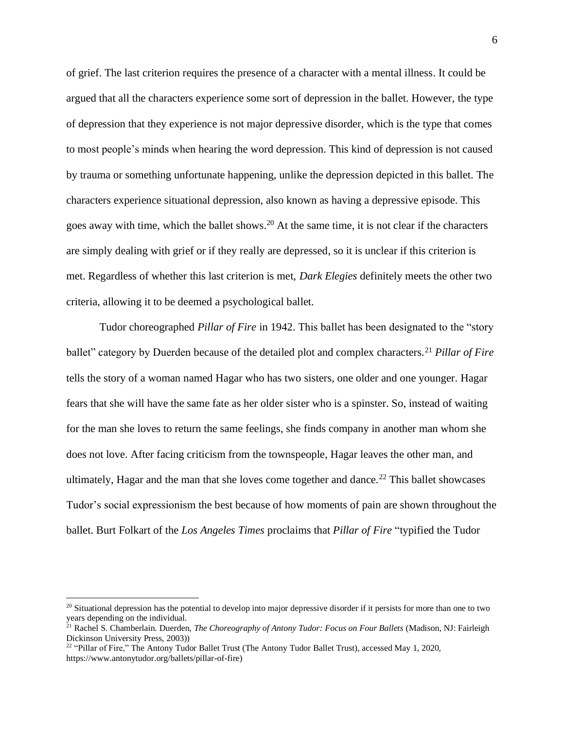of grief. The last criterion requires the presence of a character with a mental illness. It could be argued that all the characters experience some sort of depression in the ballet. However, the type of depression that they experience is not major depressive disorder, which is the type that comes to most people's minds when hearing the word depression. This kind of depression is not caused by trauma or something unfortunate happening, unlike the depression depicted in this ballet. The characters experience situational depression, also known as having a depressive episode. This goes away with time, which the ballet shows.[20] At the same time, it is not clear if the characters are simply dealing with grief or if they really are depressed, so it is unclear if this criterion is met. Regardless of whether this last criterion is met, *Dark Elegies* definitely meets the other two criteria, allowing it to be deemed a psychological ballet.

Tudor choreographed *Pillar of Fire* in 1942. This ballet has been designated to the "story ballet" category by Duerden because of the detailed plot and complex characters.[21] *Pillar of Fire* tells the story of a woman named Hagar who has two sisters, one older and one younger. Hagar fears that she will have the same fate as her older sister who is a spinster. So, instead of waiting for the man she loves to return the same feelings, she finds company in another man whom she does not love. After facing criticism from the townspeople, Hagar leaves the other man, and ultimately, Hagar and the man that she loves come together and dance.[22] This ballet showcases Tudor's social expressionism the best because of how moments of pain are shown throughout the ballet. Burt Folkart of the *Los Angeles Times* proclaims that *Pillar of Fire* "typified the Tudor

---

[20] Situational depression has the potential to develop into major depressive disorder if it persists for more than one to two years depending on the individual.

[21] Rachel S. Chamberlain. Duerden, *The Choreography of Antony Tudor: Focus on Four Ballets* (Madison, NJ: Fairleigh Dickinson University Press, 2003))

[22] "Pillar of Fire," The Antony Tudor Ballet Trust (The Antony Tudor Ballet Trust), accessed May 1, 2020, https://www.antonytudor.org/ballets/pillar-of-fire)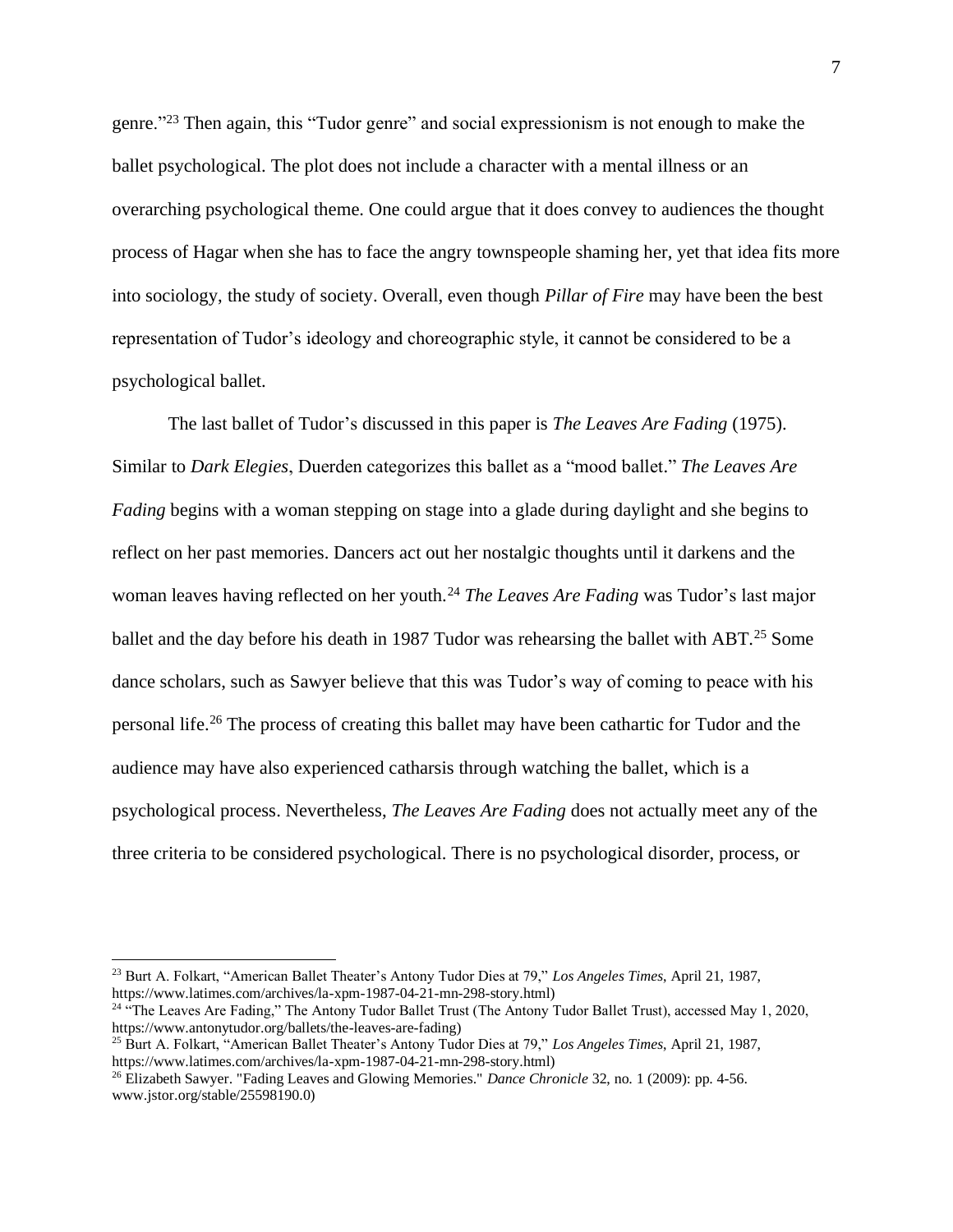genre."[23] Then again, this "Tudor genre" and social expressionism is not enough to make the ballet psychological. The plot does not include a character with a mental illness or an overarching psychological theme. One could argue that it does convey to audiences the thought process of Hagar when she has to face the angry townspeople shaming her, yet that idea fits more into sociology, the study of society. Overall, even though *Pillar of Fire* may have been the best representation of Tudor's ideology and choreographic style, it cannot be considered to be a psychological ballet.

The last ballet of Tudor's discussed in this paper is *The Leaves Are Fading* (1975). Similar to *Dark Elegies*, Duerden categorizes this ballet as a "mood ballet." *The Leaves Are Fading* begins with a woman stepping on stage into a glade during daylight and she begins to reflect on her past memories. Dancers act out her nostalgic thoughts until it darkens and the woman leaves having reflected on her youth.[24] *The Leaves Are Fading* was Tudor's last major ballet and the day before his death in 1987 Tudor was rehearsing the ballet with ABT.[25] Some dance scholars, such as Sawyer believe that this was Tudor's way of coming to peace with his personal life.[26] The process of creating this ballet may have been cathartic for Tudor and the audience may have also experienced catharsis through watching the ballet, which is a psychological process. Nevertheless, *The Leaves Are Fading* does not actually meet any of the three criteria to be considered psychological. There is no psychological disorder, process, or

---

[23] Burt A. Folkart, "American Ballet Theater's Antony Tudor Dies at 79," *Los Angeles Times*, April 21, 1987, https://www.latimes.com/archives/la-xpm-1987-04-21-mn-298-story.html)

[24] "The Leaves Are Fading," The Antony Tudor Ballet Trust (The Antony Tudor Ballet Trust), accessed May 1, 2020, https://www.antonytudor.org/ballets/the-leaves-are-fading)

[25] Burt A. Folkart, "American Ballet Theater's Antony Tudor Dies at 79," *Los Angeles Times*, April 21, 1987, https://www.latimes.com/archives/la-xpm-1987-04-21-mn-298-story.html)

[26] Elizabeth Sawyer. "Fading Leaves and Glowing Memories." *Dance Chronicle* 32, no. 1 (2009): pp. 4-56. www.jstor.org/stable/25598190.0)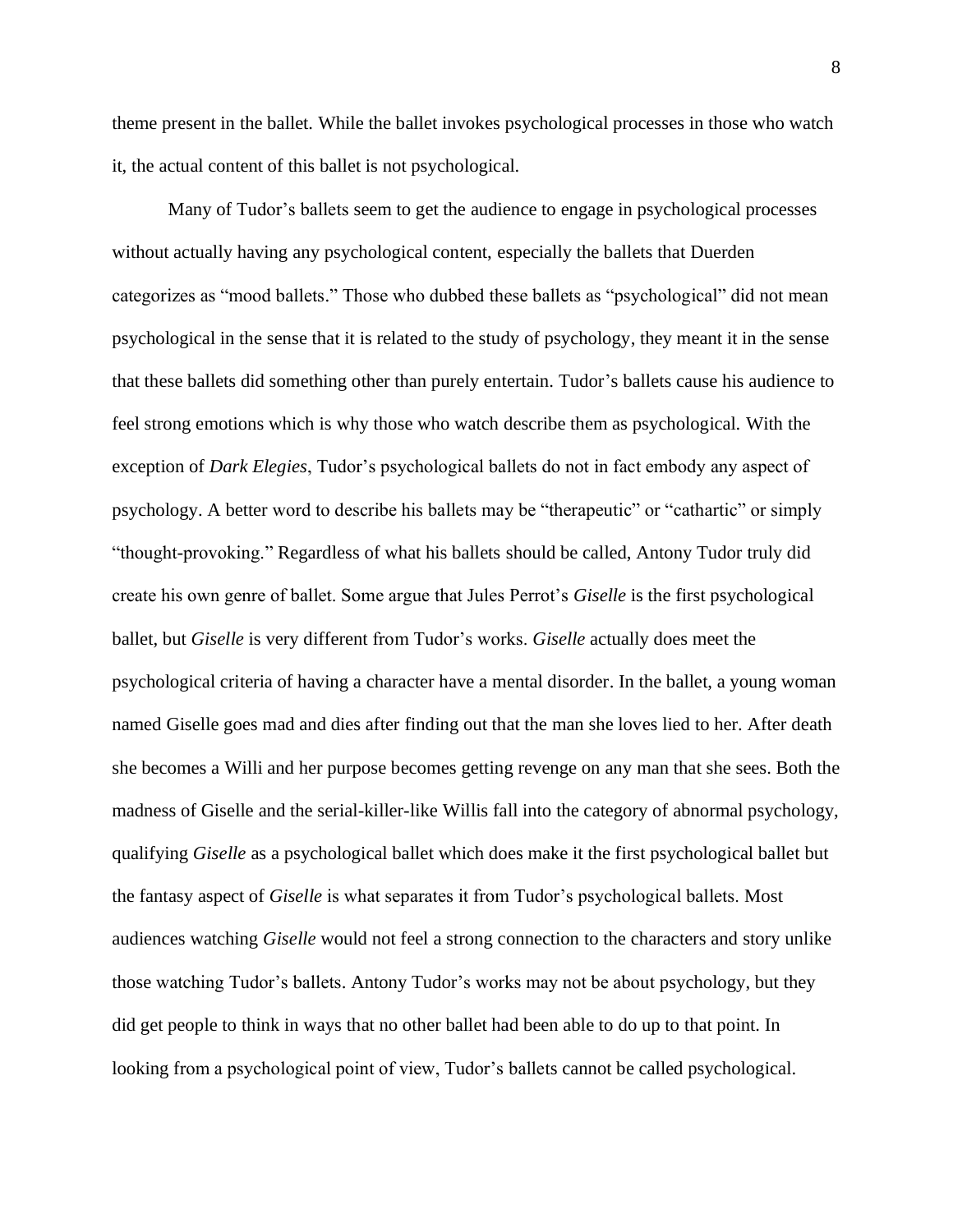theme present in the ballet. While the ballet invokes psychological processes in those who watch it, the actual content of this ballet is not psychological.

Many of Tudor's ballets seem to get the audience to engage in psychological processes without actually having any psychological content, especially the ballets that Duerden categorizes as "mood ballets." Those who dubbed these ballets as "psychological" did not mean psychological in the sense that it is related to the study of psychology, they meant it in the sense that these ballets did something other than purely entertain. Tudor's ballets cause his audience to feel strong emotions which is why those who watch describe them as psychological. With the exception of *Dark Elegies*, Tudor's psychological ballets do not in fact embody any aspect of psychology. A better word to describe his ballets may be "therapeutic" or "cathartic" or simply "thought-provoking." Regardless of what his ballets should be called, Antony Tudor truly did create his own genre of ballet. Some argue that Jules Perrot's *Giselle* is the first psychological ballet, but *Giselle* is very different from Tudor's works. *Giselle* actually does meet the psychological criteria of having a character have a mental disorder. In the ballet, a young woman named Giselle goes mad and dies after finding out that the man she loves lied to her. After death she becomes a Willi and her purpose becomes getting revenge on any man that she sees. Both the madness of Giselle and the serial-killer-like Willis fall into the category of abnormal psychology, qualifying *Giselle* as a psychological ballet which does make it the first psychological ballet but the fantasy aspect of *Giselle* is what separates it from Tudor's psychological ballets. Most audiences watching *Giselle* would not feel a strong connection to the characters and story unlike those watching Tudor's ballets. Antony Tudor's works may not be about psychology, but they did get people to think in ways that no other ballet had been able to do up to that point. In looking from a psychological point of view, Tudor's ballets cannot be called psychological.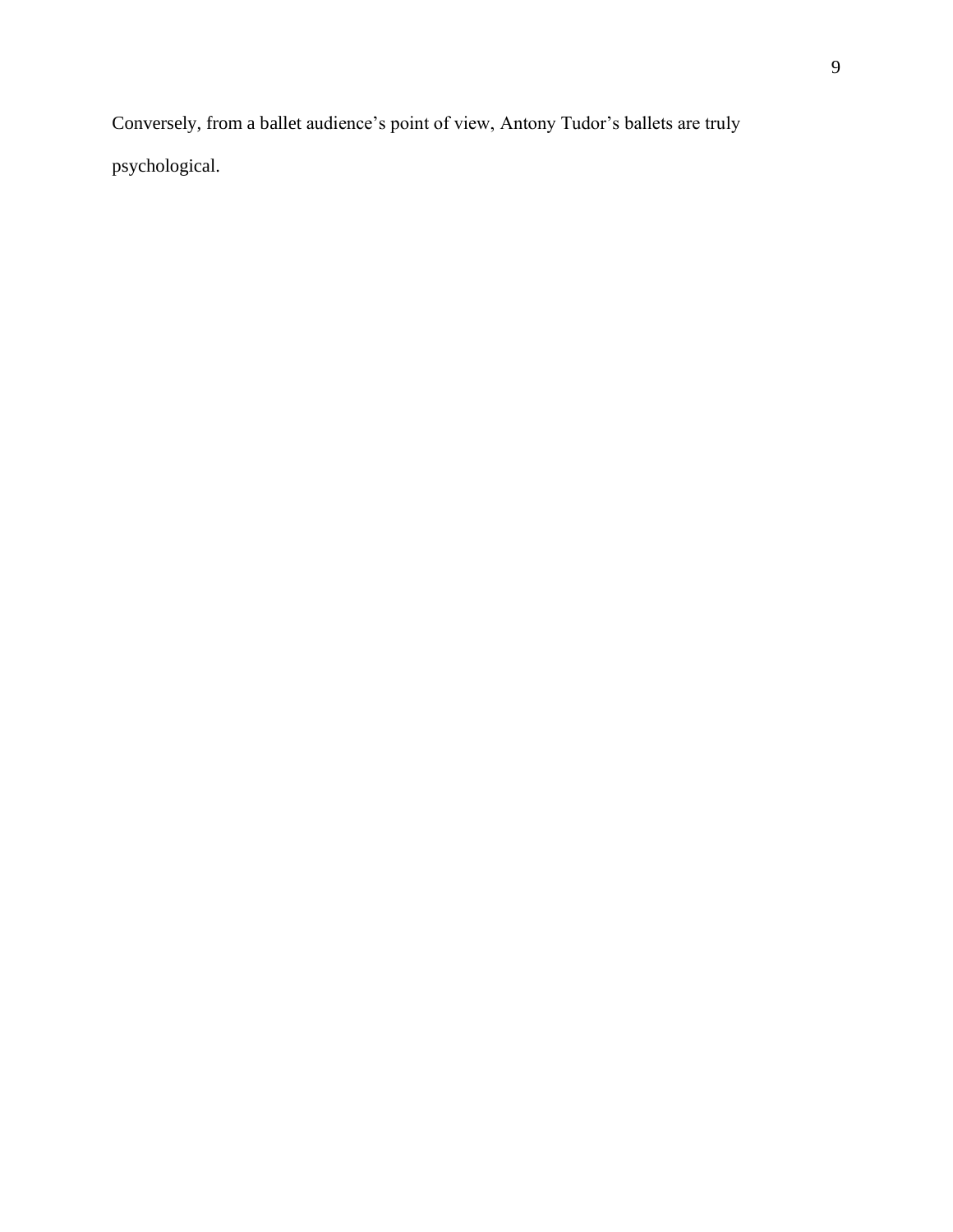Conversely, from a ballet audience's point of view, Antony Tudor's ballets are truly psychological.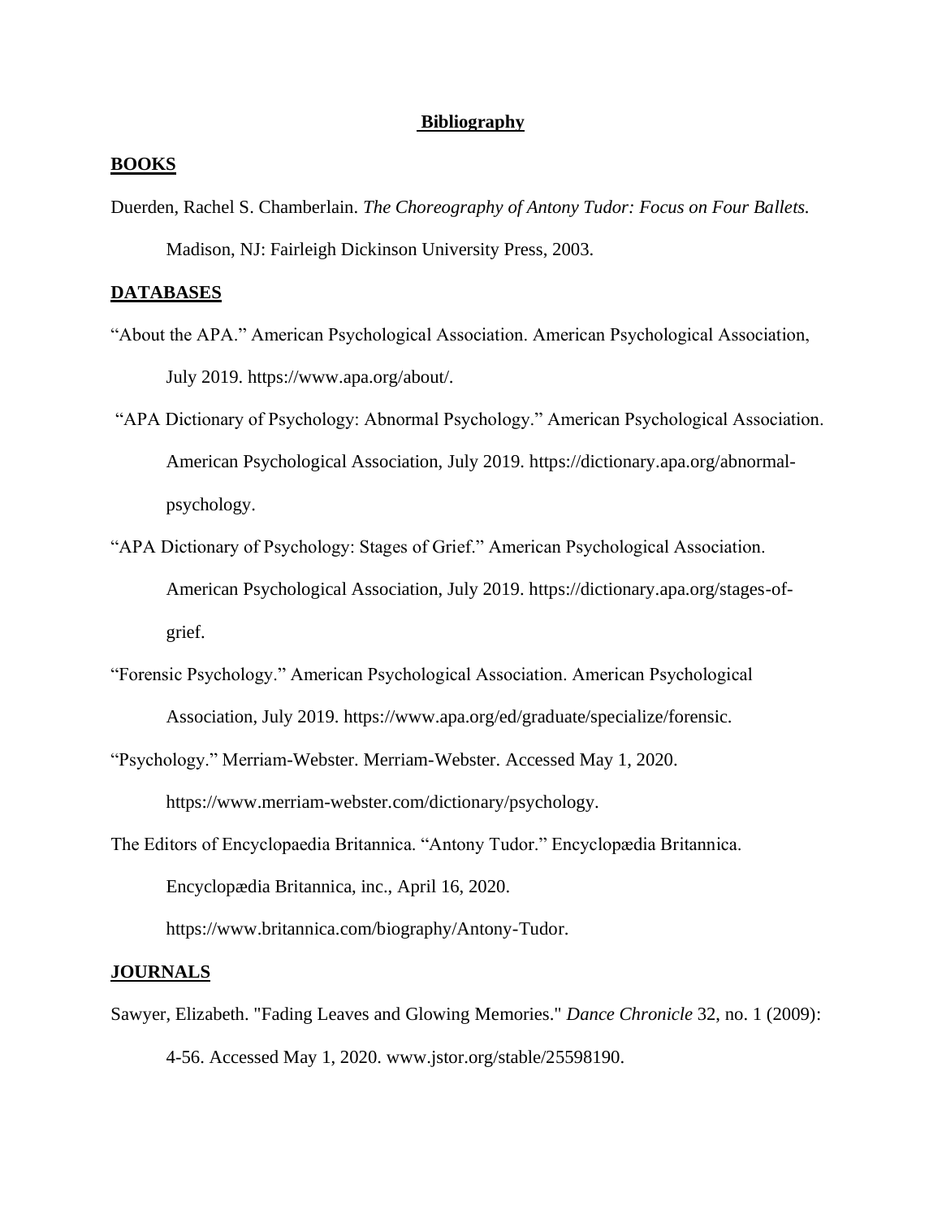# Bibliography

## BOOKS

Duerden, Rachel S. Chamberlain. *The Choreography of Antony Tudor: Focus on Four Ballets.* Madison, NJ: Fairleigh Dickinson University Press, 2003.

## DATABASES

"About the APA." American Psychological Association. American Psychological Association, July 2019. https://www.apa.org/about/.

"APA Dictionary of Psychology: Abnormal Psychology." American Psychological Association. American Psychological Association, July 2019. https://dictionary.apa.org/abnormal-psychology.

"APA Dictionary of Psychology: Stages of Grief." American Psychological Association. American Psychological Association, July 2019. https://dictionary.apa.org/stages-of-grief.

"Forensic Psychology." American Psychological Association. American Psychological Association, July 2019. https://www.apa.org/ed/graduate/specialize/forensic.

"Psychology." Merriam-Webster. Merriam-Webster. Accessed May 1, 2020. https://www.merriam-webster.com/dictionary/psychology.

The Editors of Encyclopaedia Britannica. "Antony Tudor." Encyclopædia Britannica. Encyclopædia Britannica, inc., April 16, 2020. https://www.britannica.com/biography/Antony-Tudor.

## JOURNALS

Sawyer, Elizabeth. "Fading Leaves and Glowing Memories." *Dance Chronicle* 32, no. 1 (2009): 4-56. Accessed May 1, 2020. www.jstor.org/stable/25598190.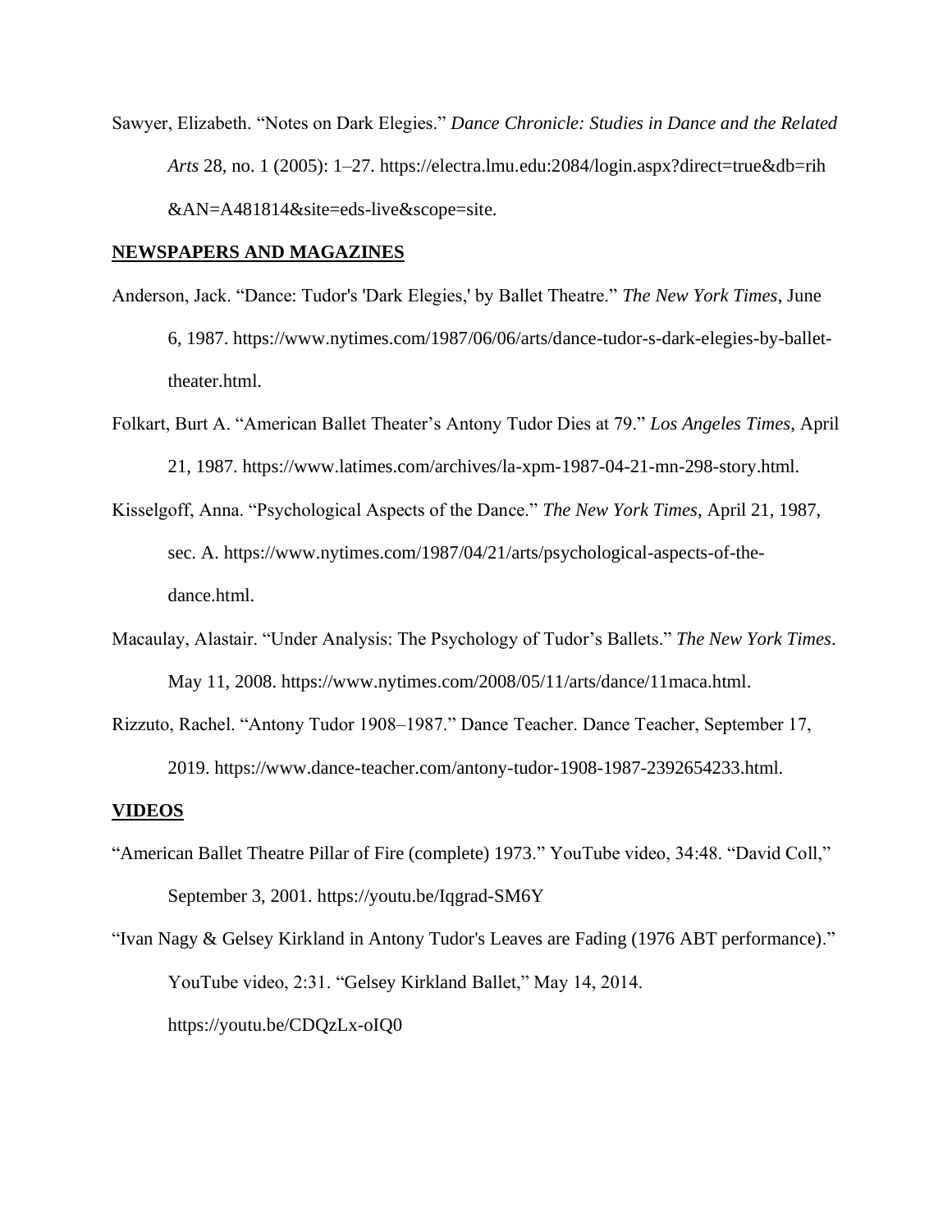Sawyer, Elizabeth. "Notes on Dark Elegies." *Dance Chronicle: Studies in Dance and the Related Arts* 28, no. 1 (2005): 1–27. https://electra.lmu.edu:2084/login.aspx?direct=true&db=rih&AN=A481814&site=eds-live&scope=site.

## NEWSPAPERS AND MAGAZINES

Anderson, Jack. "Dance: Tudor's 'Dark Elegies,' by Ballet Theatre." *The New York Times*, June 6, 1987. https://www.nytimes.com/1987/06/06/arts/dance-tudor-s-dark-elegies-by-ballet-theater.html.

Folkart, Burt A. "American Ballet Theater's Antony Tudor Dies at 79." *Los Angeles Times*, April 21, 1987. https://www.latimes.com/archives/la-xpm-1987-04-21-mn-298-story.html.

Kisselgoff, Anna. "Psychological Aspects of the Dance." *The New York Times*, April 21, 1987, sec. A. https://www.nytimes.com/1987/04/21/arts/psychological-aspects-of-the-dance.html.

Macaulay, Alastair. "Under Analysis: The Psychology of Tudor's Ballets." *The New York Times*. May 11, 2008. https://www.nytimes.com/2008/05/11/arts/dance/11maca.html.

Rizzuto, Rachel. "Antony Tudor 1908–1987." Dance Teacher. Dance Teacher, September 17, 2019. https://www.dance-teacher.com/antony-tudor-1908-1987-2392654233.html.

## VIDEOS

"American Ballet Theatre Pillar of Fire (complete) 1973." YouTube video, 34:48. "David Coll," September 3, 2001. https://youtu.be/Iqgrad-SM6Y

"Ivan Nagy & Gelsey Kirkland in Antony Tudor's Leaves are Fading (1976 ABT performance)." YouTube video, 2:31. "Gelsey Kirkland Ballet," May 14, 2014. https://youtu.be/CDQzLx-oIQ0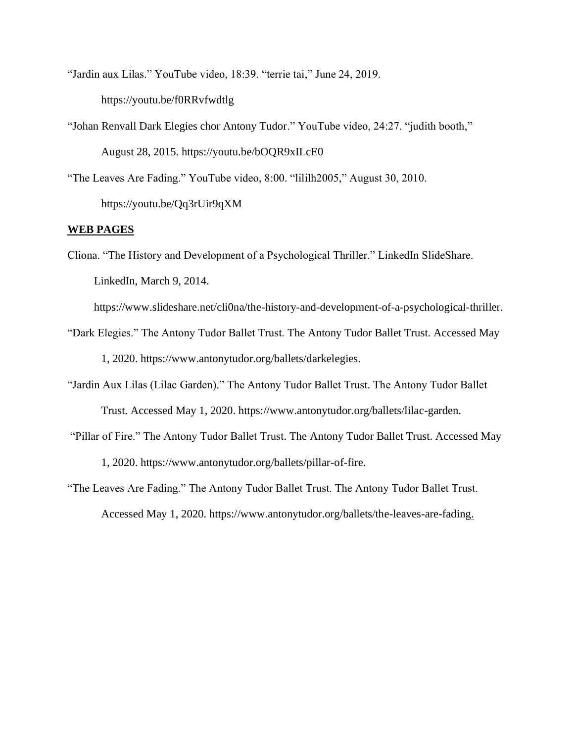"Jardin aux Lilas." YouTube video, 18:39. "terrie tai," June 24, 2019. https://youtu.be/f0RRvfwdtlg

"Johan Renvall Dark Elegies chor Antony Tudor." YouTube video, 24:27. "judith booth," August 28, 2015. https://youtu.be/bOQR9xILcE0

"The Leaves Are Fading." YouTube video, 8:00. "lililh2005," August 30, 2010. https://youtu.be/Qq3rUir9qXM

**WEB PAGES**

Cliona. "The History and Development of a Psychological Thriller." LinkedIn SlideShare. LinkedIn, March 9, 2014. https://www.slideshare.net/cli0na/the-history-and-development-of-a-psychological-thriller.

"Dark Elegies." The Antony Tudor Ballet Trust. The Antony Tudor Ballet Trust. Accessed May 1, 2020. https://www.antonytudor.org/ballets/darkelegies.

"Jardin Aux Lilas (Lilac Garden)." The Antony Tudor Ballet Trust. The Antony Tudor Ballet Trust. Accessed May 1, 2020. https://www.antonytudor.org/ballets/lilac-garden.

"Pillar of Fire." The Antony Tudor Ballet Trust. The Antony Tudor Ballet Trust. Accessed May 1, 2020. https://www.antonytudor.org/ballets/pillar-of-fire.

"The Leaves Are Fading." The Antony Tudor Ballet Trust. The Antony Tudor Ballet Trust. Accessed May 1, 2020. https://www.antonytudor.org/ballets/the-leaves-are-fading.